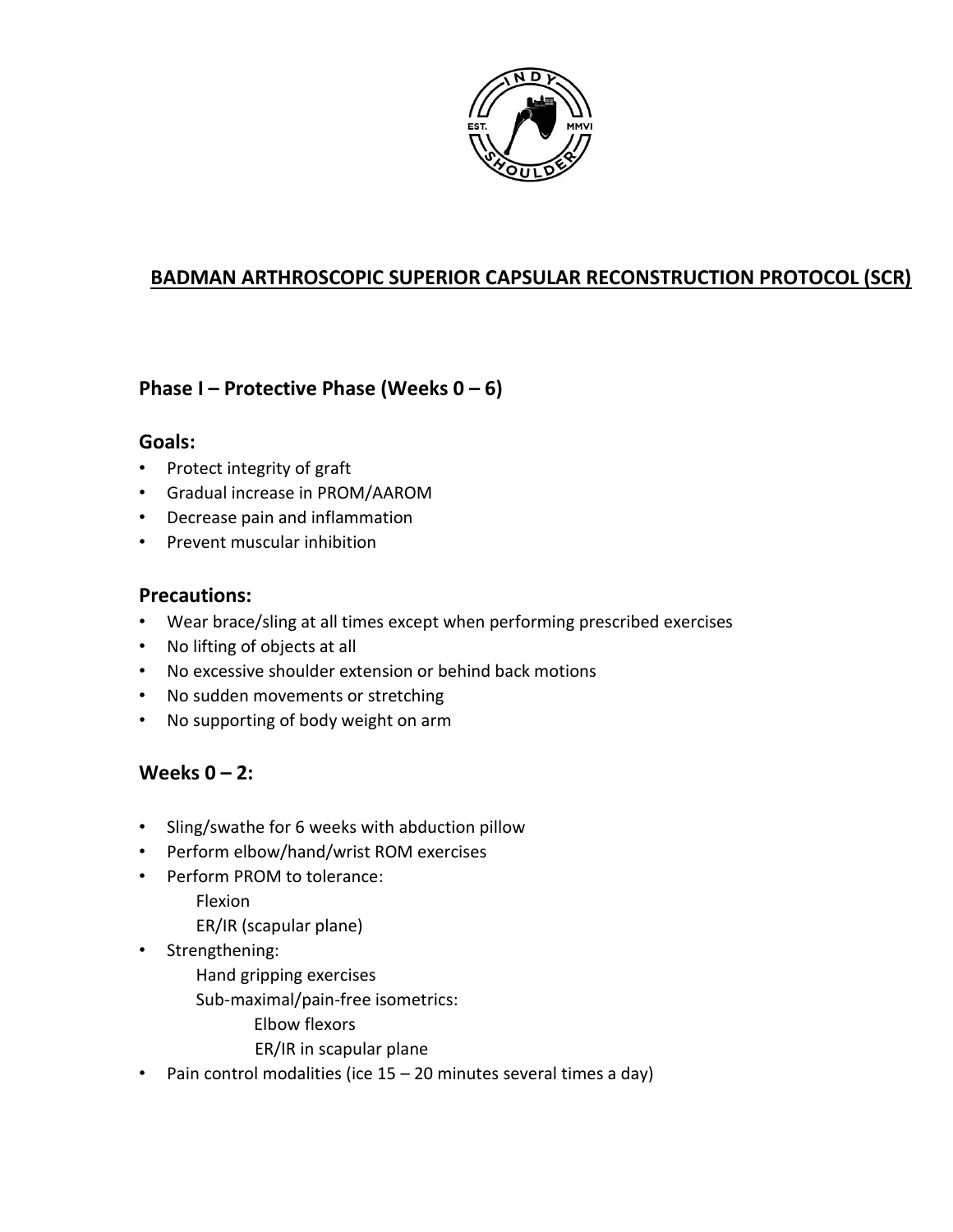# BADMAN ARTHROSCOPIC SUPERIOR CAPSULAR RECONSTRUCTION PROTOCOL (SCR)

## Phase I – Protective Phase (Weeks 0 – 6)

### Goals:

- Protect integrity of graft
- Gradual increase in PROM/AAROM
- Decrease pain and inflammation
- Prevent muscular inhibition

### Precautions:

- Wear brace/sling at all times except when performing prescribed exercises
- No lifting of objects at all
- No excessive shoulder extension or behind back motions
- No sudden movements or stretching
- No supporting of body weight on arm

### Weeks 0 – 2:

- Sling/swathe for 6 weeks with abduction pillow
- Perform elbow/hand/wrist ROM exercises
- Perform PROM to tolerance:
  - Flexion
  - ER/IR (scapular plane)
- Strengthening:
  - Hand gripping exercises
  - Sub-maximal/pain-free isometrics:
    - Elbow flexors
    - ER/IR in scapular plane
- Pain control modalities (ice 15 – 20 minutes several times a day)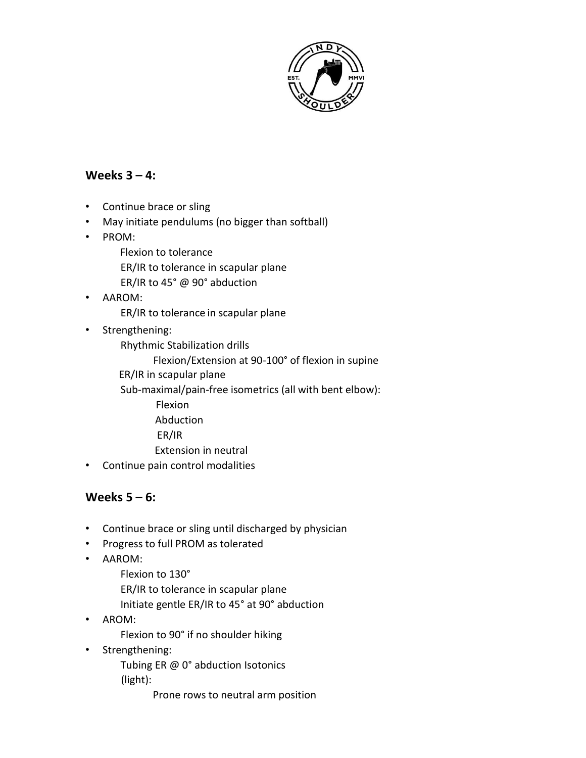## Weeks 3 – 4:

- Continue brace or sling
- May initiate pendulums (no bigger than softball)
- PROM:
  - Flexion to tolerance
  - ER/IR to tolerance in scapular plane
  - ER/IR to 45° @ 90° abduction
- AAROM:
  - ER/IR to tolerance in scapular plane
- Strengthening:
  - Rhythmic Stabilization drills
    - Flexion/Extension at 90-100° of flexion in supine
  - ER/IR in scapular plane
  - Sub-maximal/pain-free isometrics (all with bent elbow):
    - Flexion
    - Abduction
    - ER/IR
    - Extension in neutral
- Continue pain control modalities

## Weeks 5 – 6:

- Continue brace or sling until discharged by physician
- Progress to full PROM as tolerated
- AAROM:
  - Flexion to 130°
  - ER/IR to tolerance in scapular plane
  - Initiate gentle ER/IR to 45° at 90° abduction
- AROM:
  - Flexion to 90° if no shoulder hiking
- Strengthening:
  - Tubing ER @ 0° abduction Isotonics (light):
    - Prone rows to neutral arm position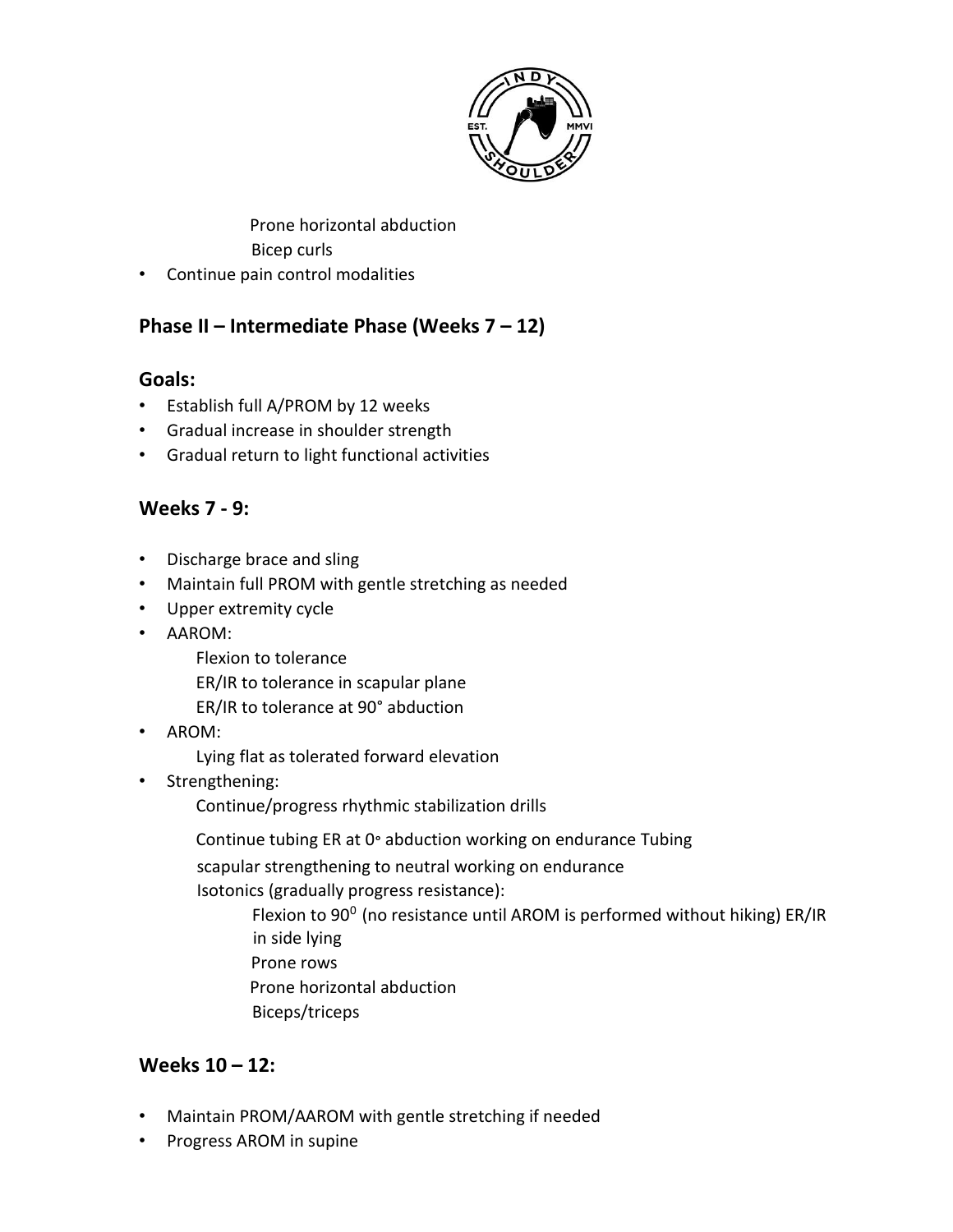Prone horizontal abduction

Bicep curls

- Continue pain control modalities

## Phase II – Intermediate Phase (Weeks 7 – 12)

### Goals:

- Establish full A/PROM by 12 weeks
- Gradual increase in shoulder strength
- Gradual return to light functional activities

### Weeks 7 - 9:

- Discharge brace and sling
- Maintain full PROM with gentle stretching as needed
- Upper extremity cycle
- AAROM:
  - Flexion to tolerance
  - ER/IR to tolerance in scapular plane
  - ER/IR to tolerance at 90° abduction
- AROM:
  - Lying flat as tolerated forward elevation
- Strengthening:
  - Continue/progress rhythmic stabilization drills
  - Continue tubing ER at 0° abduction working on endurance Tubing
  - scapular strengthening to neutral working on endurance
  - Isotonics (gradually progress resistance):
    - Flexion to 90° (no resistance until AROM is performed without hiking) ER/IR in side lying
    - Prone rows
    - Prone horizontal abduction
    - Biceps/triceps

### Weeks 10 – 12:

- Maintain PROM/AAROM with gentle stretching if needed
- Progress AROM in supine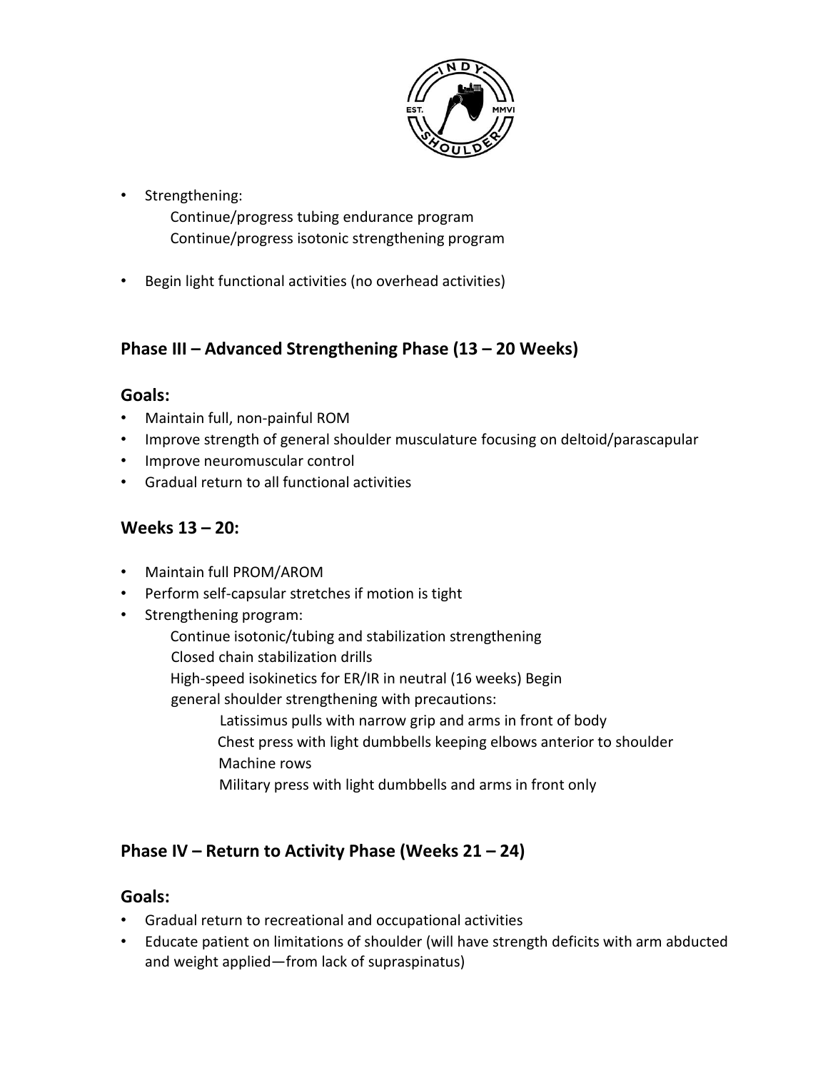- Strengthening:
  - Continue/progress tubing endurance program
  - Continue/progress isotonic strengthening program
- Begin light functional activities (no overhead activities)

## Phase III – Advanced Strengthening Phase (13 – 20 Weeks)

### Goals:

- Maintain full, non-painful ROM
- Improve strength of general shoulder musculature focusing on deltoid/parascapular
- Improve neuromuscular control
- Gradual return to all functional activities

### Weeks 13 – 20:

- Maintain full PROM/AROM
- Perform self-capsular stretches if motion is tight
- Strengthening program:
  - Continue isotonic/tubing and stabilization strengthening
  - Closed chain stabilization drills
  - High-speed isokinetics for ER/IR in neutral (16 weeks) Begin general shoulder strengthening with precautions:
    - Latissimus pulls with narrow grip and arms in front of body
    - Chest press with light dumbbells keeping elbows anterior to shoulder
    - Machine rows
    - Military press with light dumbbells and arms in front only

## Phase IV – Return to Activity Phase (Weeks 21 – 24)

### Goals:

- Gradual return to recreational and occupational activities
- Educate patient on limitations of shoulder (will have strength deficits with arm abducted and weight applied—from lack of supraspinatus)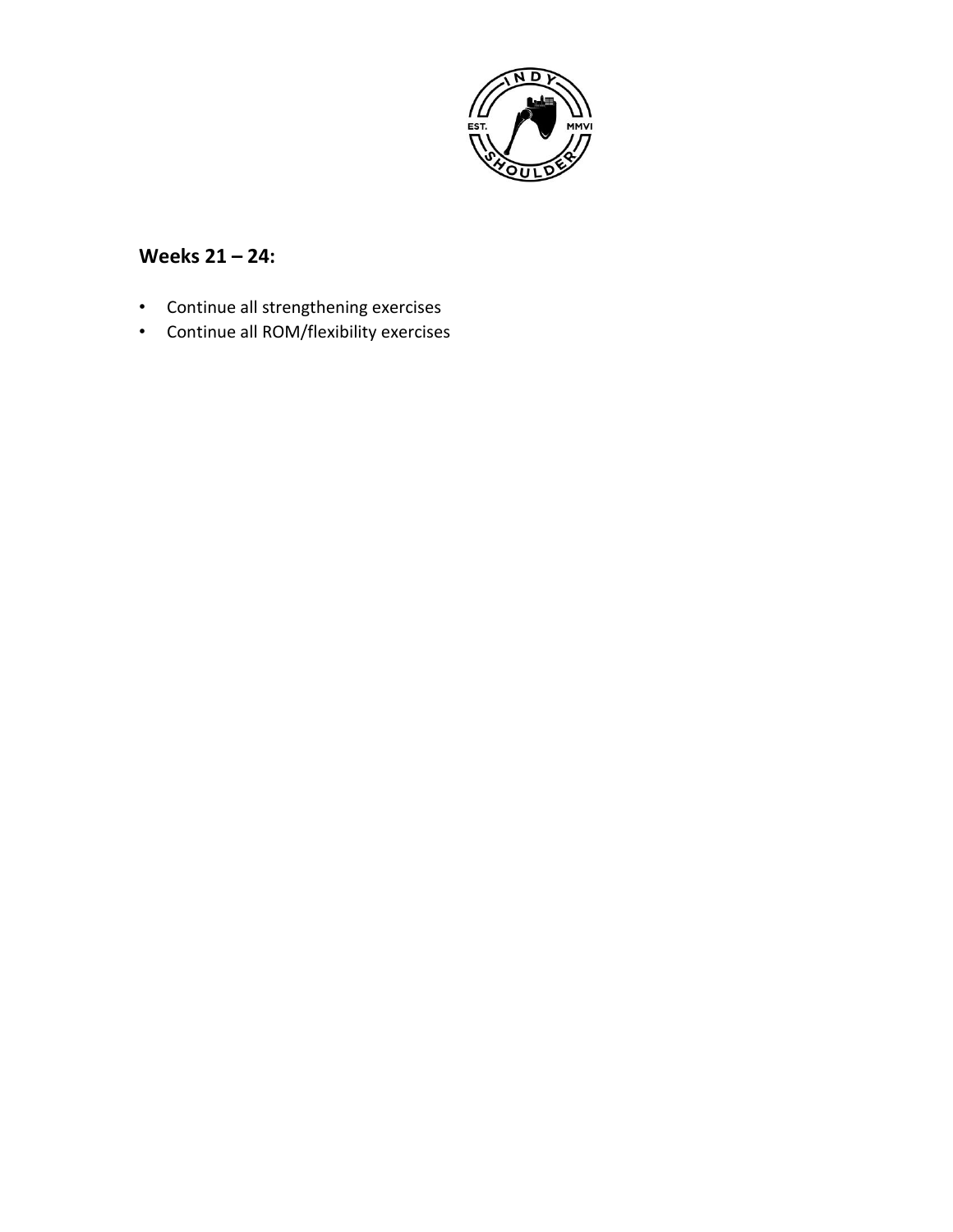**Weeks 21 – 24:**

- Continue all strengthening exercises
- Continue all ROM/flexibility exercises